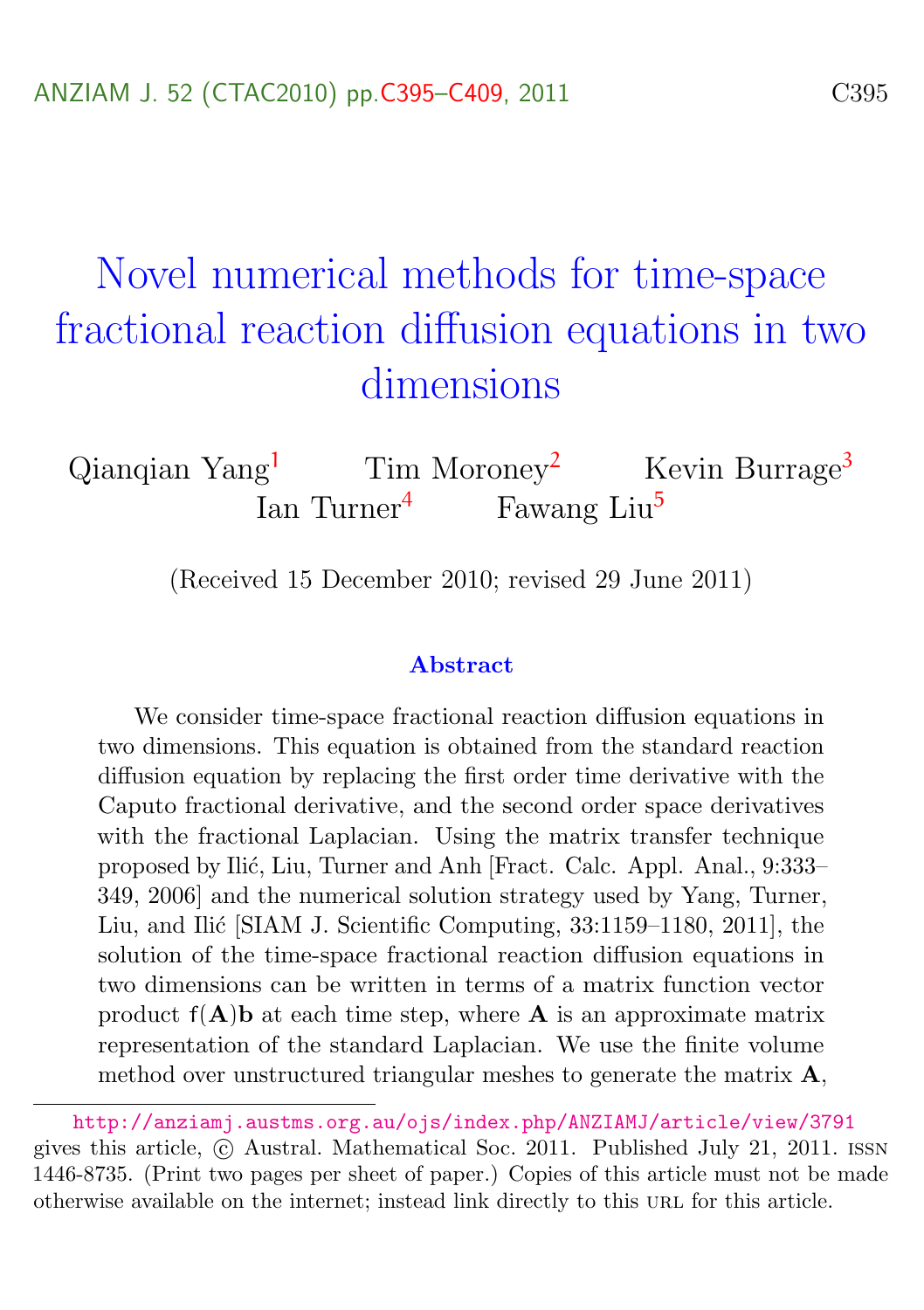# Novel numerical methods for time-space fractional reaction diffusion equations in two dimensions

Qianqian Yang[1] Tim Moroney[2] Kevin Burrage[3] Ian Turner[4] Fawang Liu[5]

(Received 15 December 2010; revised 29 June 2011)

### Abstract

We consider time-space fractional reaction diffusion equations in two dimensions. This equation is obtained from the standard reaction diffusion equation by replacing the first order time derivative with the Caputo fractional derivative, and the second order space derivatives with the fractional Laplacian. Using the matrix transfer technique proposed by Ilić, Liu, Turner and Anh [Fract. Calc. Appl. Anal., 9:333–349, 2006] and the numerical solution strategy used by Yang, Turner, Liu, and Ilić [SIAM J. Scientific Computing, 33:1159–1180, 2011], the solution of the time-space fractional reaction diffusion equations in two dimensions can be written in terms of a matrix function vector product $\mathsf{f}(\mathbf{A})\mathbf{b}$ at each time step, where $\mathbf{A}$ is an approximate matrix representation of the standard Laplacian. We use the finite volume method over unstructured triangular meshes to generate the matrix $\mathbf{A}$,

---

http://anziamj.austms.org.au/ojs/index.php/ANZIAMJ/article/view/3791 gives this article, © Austral. Mathematical Soc. 2011. Published July 21, 2011. ISSN 1446-8735. (Print two pages per sheet of paper.) Copies of this article must not be made otherwise available on the internet; instead link directly to this URL for this article.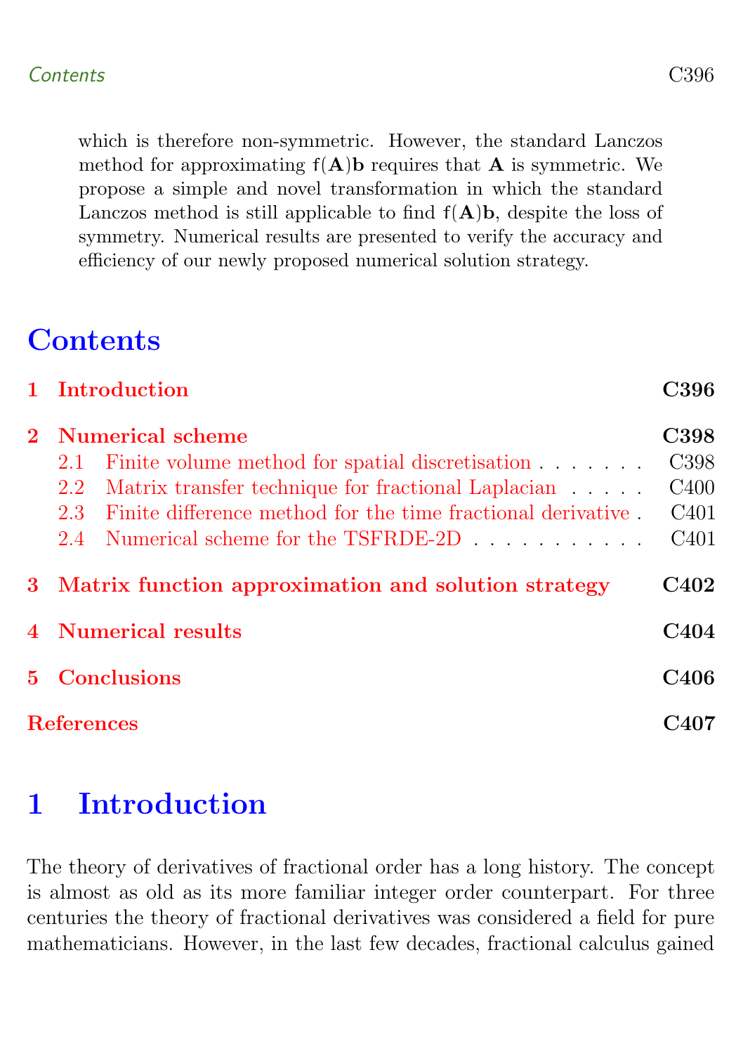which is therefore non-symmetric. However, the standard Lanczos method for approximating $f(\mathbf{A})\mathbf{b}$ requires that $\mathbf{A}$ is symmetric. We propose a simple and novel transformation in which the standard Lanczos method is still applicable to find $f(\mathbf{A})\mathbf{b}$, despite the loss of symmetry. Numerical results are presented to verify the accuracy and efficiency of our newly proposed numerical solution strategy.

# Contents

1 Introduction — C396

2 Numerical scheme — C398
- 2.1 Finite volume method for spatial discretisation — C398
- 2.2 Matrix transfer technique for fractional Laplacian — C400
- 2.3 Finite difference method for the time fractional derivative — C401
- 2.4 Numerical scheme for the TSFRDE-2D — C401

3 Matrix function approximation and solution strategy — C402

4 Numerical results — C404

5 Conclusions — C406

References — C407

# 1 Introduction

The theory of derivatives of fractional order has a long history. The concept is almost as old as its more familiar integer order counterpart. For three centuries the theory of fractional derivatives was considered a field for pure mathematicians. However, in the last few decades, fractional calculus gained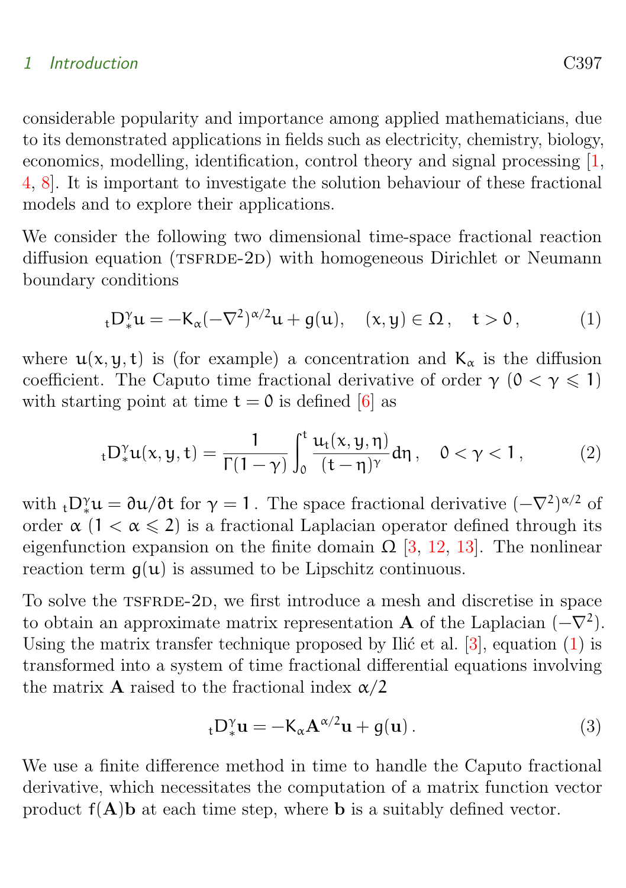considerable popularity and importance among applied mathematicians, due to its demonstrated applications in fields such as electricity, chemistry, biology, economics, modelling, identification, control theory and signal processing [1, 4, 8]. It is important to investigate the solution behaviour of these fractional models and to explore their applications.

We consider the following two dimensional time-space fractional reaction diffusion equation (TSFRDE-2D) with homogeneous Dirichlet or Neumann boundary conditions

$$
{}_tD_*^{\gamma}u = -K_\alpha(-\nabla^2)^{\alpha/2}u + g(u), \quad (x,y) \in \Omega\,, \quad t > 0\,, \tag{1}
$$

where $u(x,y,t)$ is (for example) a concentration and $K_\alpha$ is the diffusion coefficient. The Caputo time fractional derivative of order $\gamma$ ($0 < \gamma \leqslant 1$) with starting point at time $t = 0$ is defined [6] as

$$
{}_tD_*^{\gamma}u(x,y,t) = \frac{1}{\Gamma(1-\gamma)}\int_0^t \frac{u_t(x,y,\eta)}{(t-\eta)^\gamma}d\eta\,, \quad 0 < \gamma < 1\,, \tag{2}
$$

with ${}_tD_*^{\gamma}u = \partial u/\partial t$ for $\gamma = 1$. The space fractional derivative $(-\nabla^2)^{\alpha/2}$ of order $\alpha$ ($1 < \alpha \leqslant 2$) is a fractional Laplacian operator defined through its eigenfunction expansion on the finite domain $\Omega$ [3, 12, 13]. The nonlinear reaction term $g(u)$ is assumed to be Lipschitz continuous.

To solve the TSFRDE-2D, we first introduce a mesh and discretise in space to obtain an approximate matrix representation $\mathbf{A}$ of the Laplacian $(-\nabla^2)$. Using the matrix transfer technique proposed by Ilić et al. [3], equation (1) is transformed into a system of time fractional differential equations involving the matrix $\mathbf{A}$ raised to the fractional index $\alpha/2$

$$
{}_tD_*^{\gamma}\mathbf{u} = -K_\alpha\mathbf{A}^{\alpha/2}\mathbf{u} + g(\mathbf{u})\,. \tag{3}
$$

We use a finite difference method in time to handle the Caputo fractional derivative, which necessitates the computation of a matrix function vector product $f(\mathbf{A})\mathbf{b}$ at each time step, where $\mathbf{b}$ is a suitably defined vector.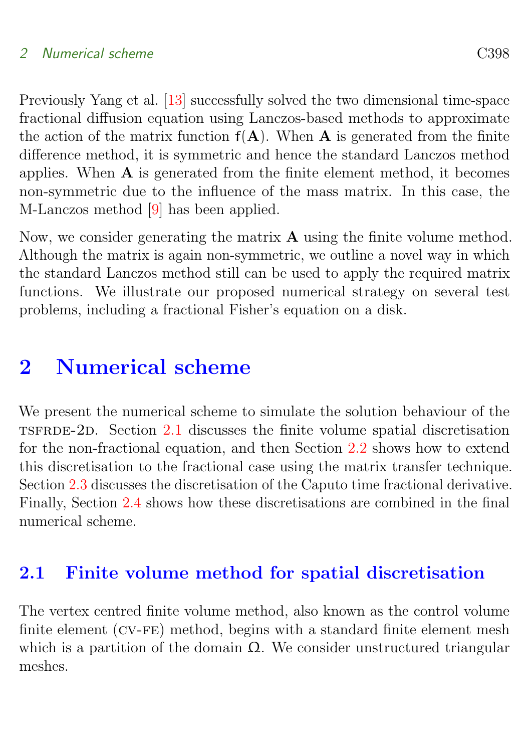Previously Yang et al. [13] successfully solved the two dimensional time-space fractional diffusion equation using Lanczos-based methods to approximate the action of the matrix function $\mathsf{f}(\mathbf{A})$. When $\mathbf{A}$ is generated from the finite difference method, it is symmetric and hence the standard Lanczos method applies. When $\mathbf{A}$ is generated from the finite element method, it becomes non-symmetric due to the influence of the mass matrix. In this case, the M-Lanczos method [9] has been applied.

Now, we consider generating the matrix $\mathbf{A}$ using the finite volume method. Although the matrix is again non-symmetric, we outline a novel way in which the standard Lanczos method still can be used to apply the required matrix functions. We illustrate our proposed numerical strategy on several test problems, including a fractional Fisher's equation on a disk.

# 2 Numerical scheme

We present the numerical scheme to simulate the solution behaviour of the TSFRDE-2D. Section 2.1 discusses the finite volume spatial discretisation for the non-fractional equation, and then Section 2.2 shows how to extend this discretisation to the fractional case using the matrix transfer technique. Section 2.3 discusses the discretisation of the Caputo time fractional derivative. Finally, Section 2.4 shows how these discretisations are combined in the final numerical scheme.

## 2.1 Finite volume method for spatial discretisation

The vertex centred finite volume method, also known as the control volume finite element (CV-FE) method, begins with a standard finite element mesh which is a partition of the domain $\Omega$. We consider unstructured triangular meshes.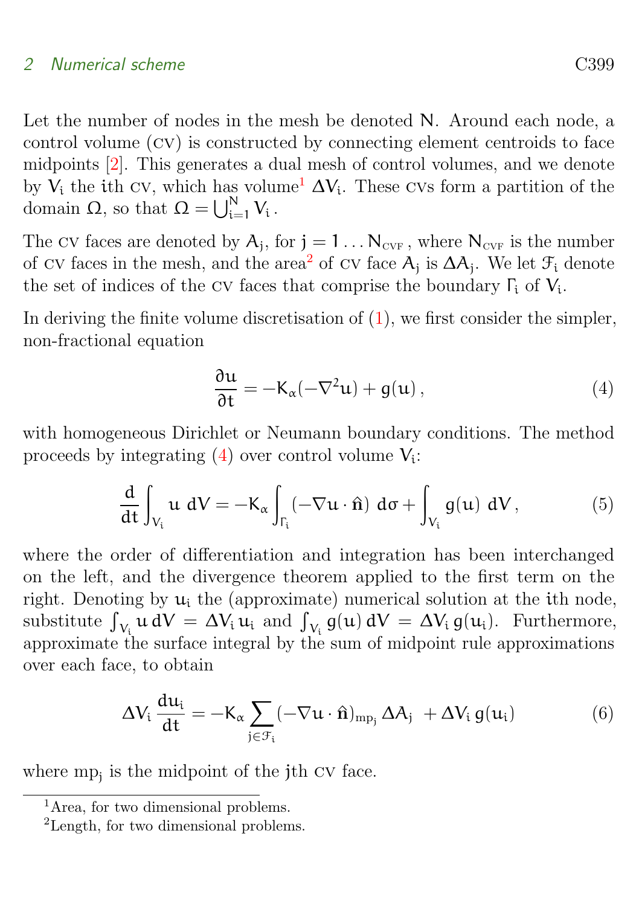Let the number of nodes in the mesh be denoted $N$. Around each node, a control volume (CV) is constructed by connecting element centroids to face midpoints [2]. This generates a dual mesh of control volumes, and we denote by $V_i$ the $i$th CV, which has volume[1] $\Delta V_i$. These CVs form a partition of the domain $\Omega$, so that $\Omega = \bigcup_{i=1}^{N} V_i$.

The CV faces are denoted by $A_j$, for $j = 1 \ldots N_{\text{CVF}}$, where $N_{\text{CVF}}$ is the number of CV faces in the mesh, and the area[2] of CV face $A_j$ is $\Delta A_j$. We let $\mathcal{F}_i$ denote the set of indices of the CV faces that comprise the boundary $\Gamma_i$ of $V_i$.

In deriving the finite volume discretisation of (1), we first consider the simpler, non-fractional equation

$$\frac{\partial u}{\partial t} = -K_\alpha(-\nabla^2 u) + g(u)\,, \tag{4}$$

with homogeneous Dirichlet or Neumann boundary conditions. The method proceeds by integrating (4) over control volume $V_i$:

$$\frac{d}{dt}\int_{V_i} u \; dV = -K_\alpha \int_{\Gamma_i} (-\nabla u \cdot \hat{\mathbf{n}}) \; d\sigma + \int_{V_i} g(u) \; dV\,, \tag{5}$$

where the order of differentiation and integration has been interchanged on the left, and the divergence theorem applied to the first term on the right. Denoting by $u_i$ the (approximate) numerical solution at the $i$th node, substitute $\int_{V_i} u \, dV = \Delta V_i \, u_i$ and $\int_{V_i} g(u) \, dV = \Delta V_i \, g(u_i)$. Furthermore, approximate the surface integral by the sum of midpoint rule approximations over each face, to obtain

$$\Delta V_i \, \frac{du_i}{dt} = -K_\alpha \sum_{j \in \mathcal{F}_i} (-\nabla u \cdot \hat{\mathbf{n}})_{\text{mp}_j} \, \Delta A_j \; + \Delta V_i \, g(u_i) \tag{6}$$

where $\text{mp}_j$ is the midpoint of the $j$th CV face.

---

[1] Area, for two dimensional problems.

[2] Length, for two dimensional problems.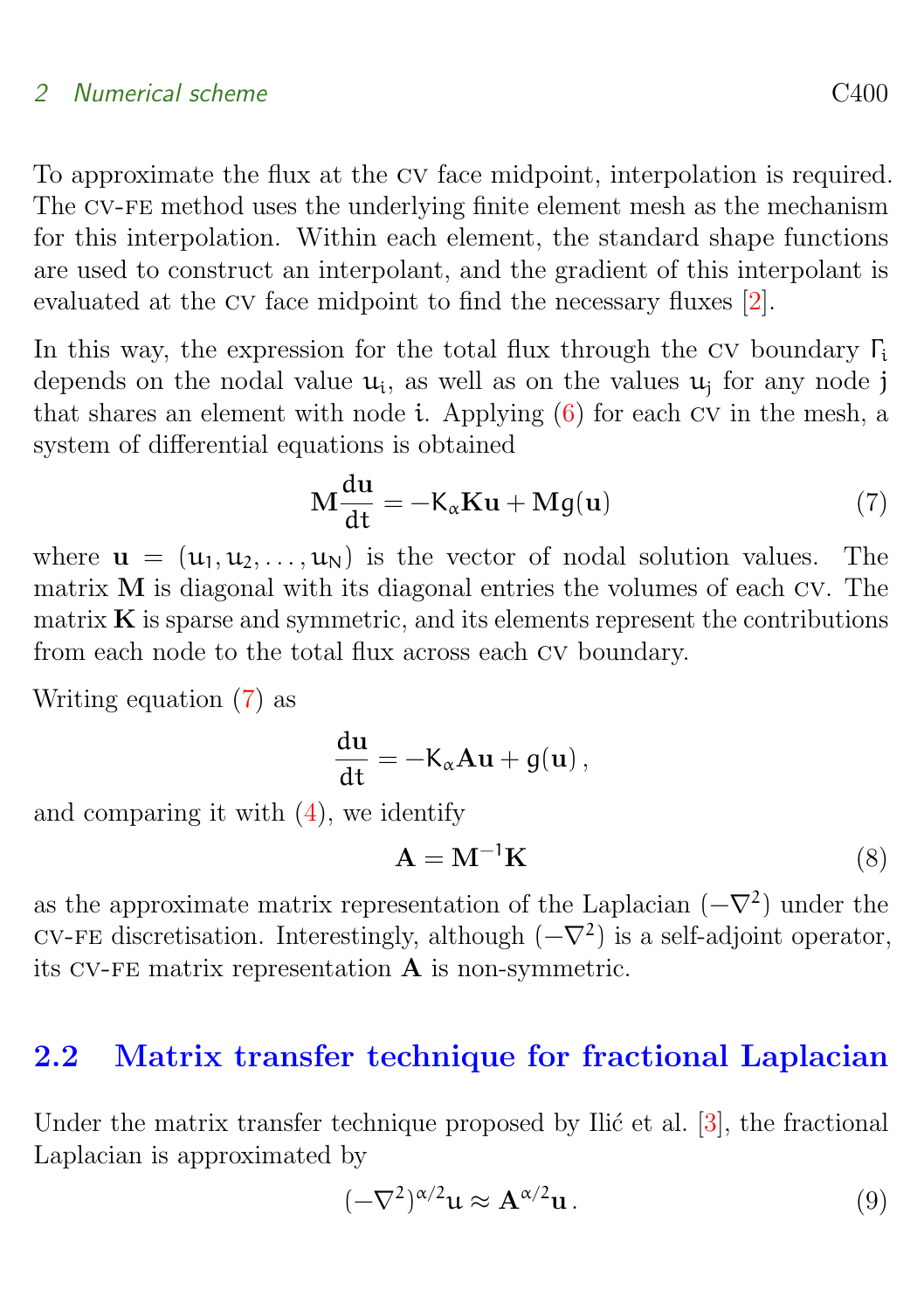To approximate the flux at the CV face midpoint, interpolation is required. The CV-FE method uses the underlying finite element mesh as the mechanism for this interpolation. Within each element, the standard shape functions are used to construct an interpolant, and the gradient of this interpolant is evaluated at the CV face midpoint to find the necessary fluxes [2].

In this way, the expression for the total flux through the CV boundary $\Gamma_i$ depends on the nodal value $u_i$, as well as on the values $u_j$ for any node $j$ that shares an element with node $i$. Applying (6) for each CV in the mesh, a system of differential equations is obtained

$$\mathbf{M}\frac{d\mathbf{u}}{dt} = -K_\alpha \mathbf{K}\mathbf{u} + \mathbf{M}g(\mathbf{u}) \tag{7}$$

where $\mathbf{u} = (u_1, u_2, \ldots, u_N)$ is the vector of nodal solution values. The matrix $\mathbf{M}$ is diagonal with its diagonal entries the volumes of each CV. The matrix $\mathbf{K}$ is sparse and symmetric, and its elements represent the contributions from each node to the total flux across each CV boundary.

Writing equation (7) as

$$\frac{d\mathbf{u}}{dt} = -K_\alpha \mathbf{A}\mathbf{u} + g(\mathbf{u})\,,$$

and comparing it with (4), we identify

$$\mathbf{A} = \mathbf{M}^{-1}\mathbf{K} \tag{8}$$

as the approximate matrix representation of the Laplacian $(-\nabla^2)$ under the CV-FE discretisation. Interestingly, although $(-\nabla^2)$ is a self-adjoint operator, its CV-FE matrix representation $\mathbf{A}$ is non-symmetric.

## 2.2 Matrix transfer technique for fractional Laplacian

Under the matrix transfer technique proposed by Ilić et al. [3], the fractional Laplacian is approximated by

$$(-\nabla^2)^{\alpha/2}\mathbf{u} \approx \mathbf{A}^{\alpha/2}\mathbf{u}\,. \tag{9}$$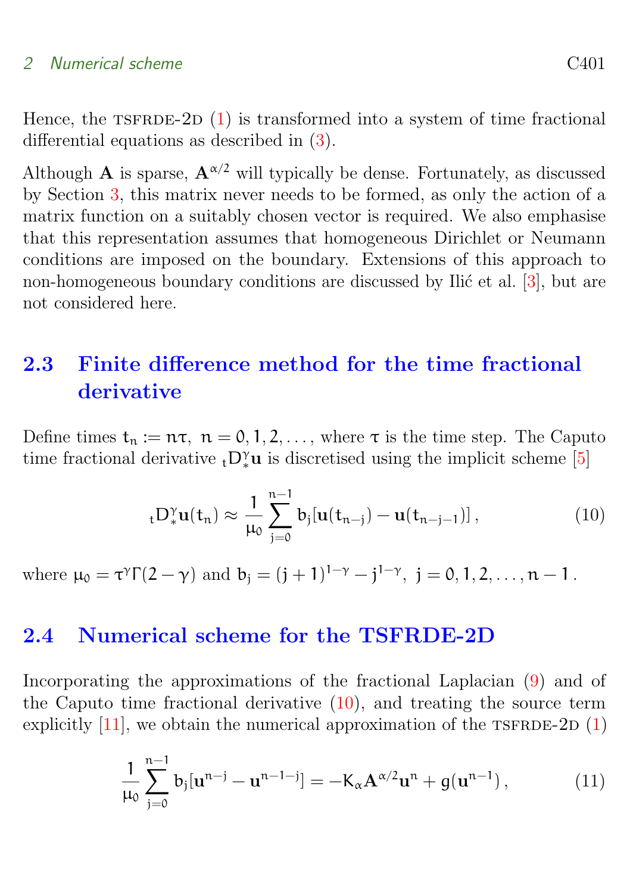Hence, the TSFRDE-2D (1) is transformed into a system of time fractional differential equations as described in (3).

Although $\mathbf{A}$ is sparse, $\mathbf{A}^{\alpha/2}$ will typically be dense. Fortunately, as discussed by Section 3, this matrix never needs to be formed, as only the action of a matrix function on a suitably chosen vector is required. We also emphasise that this representation assumes that homogeneous Dirichlet or Neumann conditions are imposed on the boundary. Extensions of this approach to non-homogeneous boundary conditions are discussed by Ilić et al. [3], but are not considered here.

## 2.3 Finite difference method for the time fractional derivative

Define times $t_n := n\tau,\ n = 0, 1, 2, \ldots$, where $\tau$ is the time step. The Caputo time fractional derivative ${}_tD_*^\gamma \mathbf{u}$ is discretised using the implicit scheme [5]

$$
{}_tD_*^\gamma \mathbf{u}(t_n) \approx \frac{1}{\mu_0} \sum_{j=0}^{n-1} b_j[\mathbf{u}(t_{n-j}) - \mathbf{u}(t_{n-j-1})]\,, \tag{10}
$$

where $\mu_0 = \tau^\gamma \Gamma(2-\gamma)$ and $b_j = (j+1)^{1-\gamma} - j^{1-\gamma},\ j = 0, 1, 2, \ldots, n-1$.

## 2.4 Numerical scheme for the TSFRDE-2D

Incorporating the approximations of the fractional Laplacian (9) and of the Caputo time fractional derivative (10), and treating the source term explicitly [11], we obtain the numerical approximation of the TSFRDE-2D (1)

$$
\frac{1}{\mu_0} \sum_{j=0}^{n-1} b_j[\mathbf{u}^{n-j} - \mathbf{u}^{n-1-j}] = -K_\alpha \mathbf{A}^{\alpha/2} \mathbf{u}^n + g(\mathbf{u}^{n-1})\,, \tag{11}
$$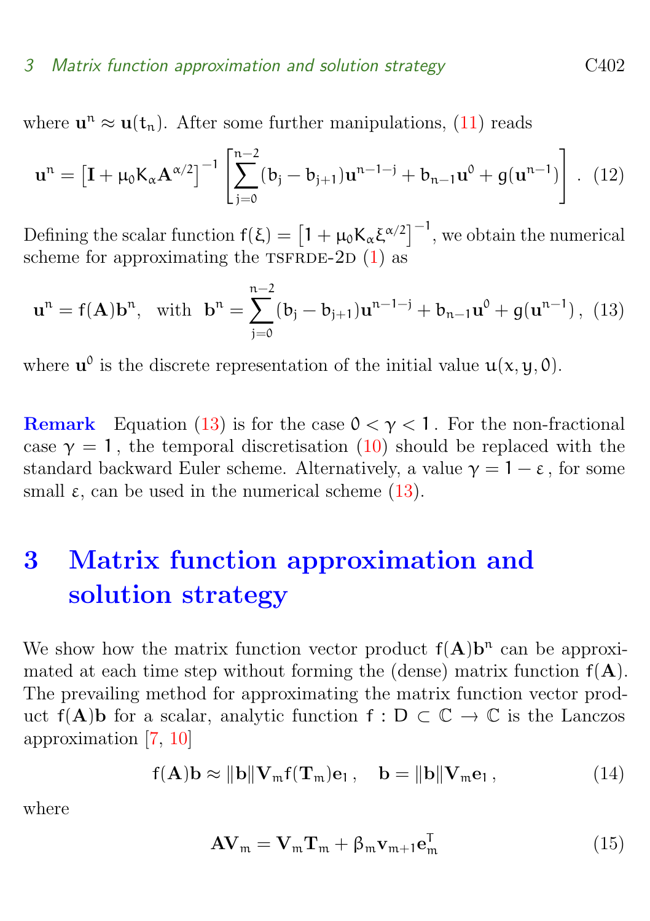where $\mathbf{u}^n \approx \mathbf{u}(t_n)$. After some further manipulations, (11) reads

$$\mathbf{u}^n = \left[\mathbf{I} + \mu_0 K_\alpha \mathbf{A}^{\alpha/2}\right]^{-1} \left[\sum_{j=0}^{n-2} (b_j - b_{j+1})\mathbf{u}^{n-1-j} + b_{n-1}\mathbf{u}^0 + g(\mathbf{u}^{n-1})\right]. \quad (12)$$

Defining the scalar function $f(\xi) = \left[1 + \mu_0 K_\alpha \xi^{\alpha/2}\right]^{-1}$, we obtain the numerical scheme for approximating the TSFRDE-2D (1) as

$$\mathbf{u}^n = f(\mathbf{A})\mathbf{b}^n, \quad \text{with} \quad \mathbf{b}^n = \sum_{j=0}^{n-2} (b_j - b_{j+1})\mathbf{u}^{n-1-j} + b_{n-1}\mathbf{u}^0 + g(\mathbf{u}^{n-1}), \quad (13)$$

where $\mathbf{u}^0$ is the discrete representation of the initial value $u(x, y, 0)$.

**Remark** Equation (13) is for the case $0 < \gamma < 1$. For the non-fractional case $\gamma = 1$, the temporal discretisation (10) should be replaced with the standard backward Euler scheme. Alternatively, a value $\gamma = 1 - \varepsilon$, for some small $\varepsilon$, can be used in the numerical scheme (13).

# 3 Matrix function approximation and solution strategy

We show how the matrix function vector product $f(\mathbf{A})\mathbf{b}^n$ can be approximated at each time step without forming the (dense) matrix function $f(\mathbf{A})$. The prevailing method for approximating the matrix function vector product $f(\mathbf{A})\mathbf{b}$ for a scalar, analytic function $f : D \subset \mathbb{C} \to \mathbb{C}$ is the Lanczos approximation [7, 10]

$$f(\mathbf{A})\mathbf{b} \approx \|\mathbf{b}\|\mathbf{V}_m f(\mathbf{T}_m)\mathbf{e}_1, \quad \mathbf{b} = \|\mathbf{b}\|\mathbf{V}_m\mathbf{e}_1, \quad (14)$$

where

$$\mathbf{A}\mathbf{V}_m = \mathbf{V}_m\mathbf{T}_m + \beta_m \mathbf{v}_{m+1}\mathbf{e}_m^T \quad (15)$$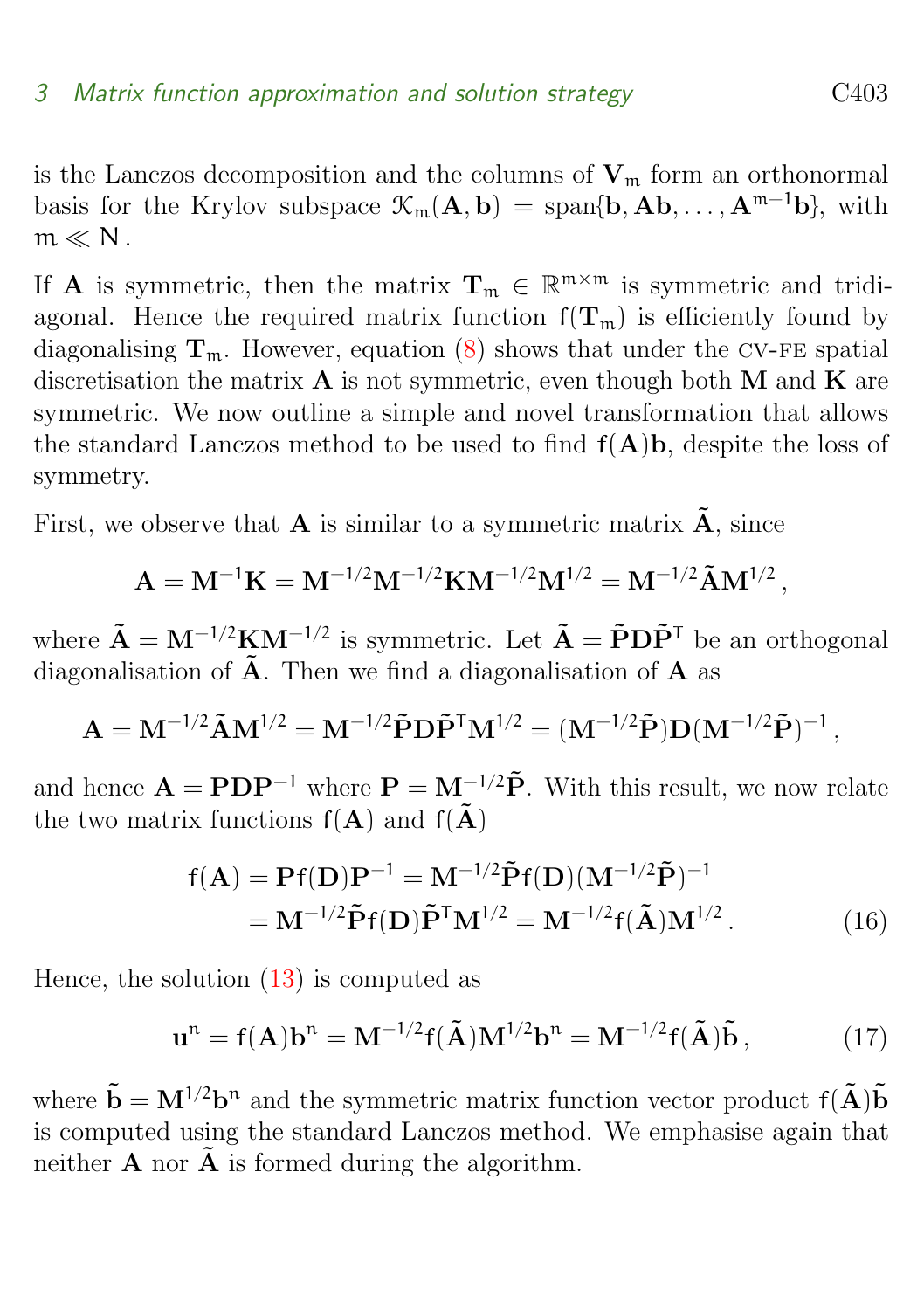is the Lanczos decomposition and the columns of $\mathbf{V}_m$ form an orthonormal basis for the Krylov subspace $\mathcal{K}_m(\mathbf{A}, \mathbf{b}) = \text{span}\{\mathbf{b}, \mathbf{A}\mathbf{b}, \ldots, \mathbf{A}^{m-1}\mathbf{b}\}$, with $m \ll N$.

If $\mathbf{A}$ is symmetric, then the matrix $\mathbf{T}_m \in \mathbb{R}^{m\times m}$ is symmetric and tridiagonal. Hence the required matrix function $f(\mathbf{T}_m)$ is efficiently found by diagonalising $\mathbf{T}_m$. However, equation (8) shows that under the CV-FE spatial discretisation the matrix $\mathbf{A}$ is not symmetric, even though both $\mathbf{M}$ and $\mathbf{K}$ are symmetric. We now outline a simple and novel transformation that allows the standard Lanczos method to be used to find $f(\mathbf{A})\mathbf{b}$, despite the loss of symmetry.

First, we observe that $\mathbf{A}$ is similar to a symmetric matrix $\tilde{\mathbf{A}}$, since

$$\mathbf{A} = \mathbf{M}^{-1}\mathbf{K} = \mathbf{M}^{-1/2}\mathbf{M}^{-1/2}\mathbf{K}\mathbf{M}^{-1/2}\mathbf{M}^{1/2} = \mathbf{M}^{-1/2}\tilde{\mathbf{A}}\mathbf{M}^{1/2},$$

where $\tilde{\mathbf{A}} = \mathbf{M}^{-1/2}\mathbf{K}\mathbf{M}^{-1/2}$ is symmetric. Let $\tilde{\mathbf{A}} = \tilde{\mathbf{P}}\mathbf{D}\tilde{\mathbf{P}}^T$ be an orthogonal diagonalisation of $\tilde{\mathbf{A}}$. Then we find a diagonalisation of $\mathbf{A}$ as

$$\mathbf{A} = \mathbf{M}^{-1/2}\tilde{\mathbf{A}}\mathbf{M}^{1/2} = \mathbf{M}^{-1/2}\tilde{\mathbf{P}}\mathbf{D}\tilde{\mathbf{P}}^T\mathbf{M}^{1/2} = (\mathbf{M}^{-1/2}\tilde{\mathbf{P}})\mathbf{D}(\mathbf{M}^{-1/2}\tilde{\mathbf{P}})^{-1},$$

and hence $\mathbf{A} = \mathbf{P}\mathbf{D}\mathbf{P}^{-1}$ where $\mathbf{P} = \mathbf{M}^{-1/2}\tilde{\mathbf{P}}$. With this result, we now relate the two matrix functions $f(\mathbf{A})$ and $f(\tilde{\mathbf{A}})$

$$\begin{aligned} f(\mathbf{A}) &= \mathbf{P}f(\mathbf{D})\mathbf{P}^{-1} = \mathbf{M}^{-1/2}\tilde{\mathbf{P}}f(\mathbf{D})(\mathbf{M}^{-1/2}\tilde{\mathbf{P}})^{-1} \\ &= \mathbf{M}^{-1/2}\tilde{\mathbf{P}}f(\mathbf{D})\tilde{\mathbf{P}}^T\mathbf{M}^{1/2} = \mathbf{M}^{-1/2}f(\tilde{\mathbf{A}})\mathbf{M}^{1/2}. \end{aligned} \tag{16}$$

Hence, the solution (13) is computed as

$$\mathbf{u}^n = f(\mathbf{A})\mathbf{b}^n = \mathbf{M}^{-1/2}f(\tilde{\mathbf{A}})\mathbf{M}^{1/2}\mathbf{b}^n = \mathbf{M}^{-1/2}f(\tilde{\mathbf{A}})\tilde{\mathbf{b}}, \tag{17}$$

where $\tilde{\mathbf{b}} = \mathbf{M}^{1/2}\mathbf{b}^n$ and the symmetric matrix function vector product $f(\tilde{\mathbf{A}})\tilde{\mathbf{b}}$ is computed using the standard Lanczos method. We emphasise again that neither $\mathbf{A}$ nor $\tilde{\mathbf{A}}$ is formed during the algorithm.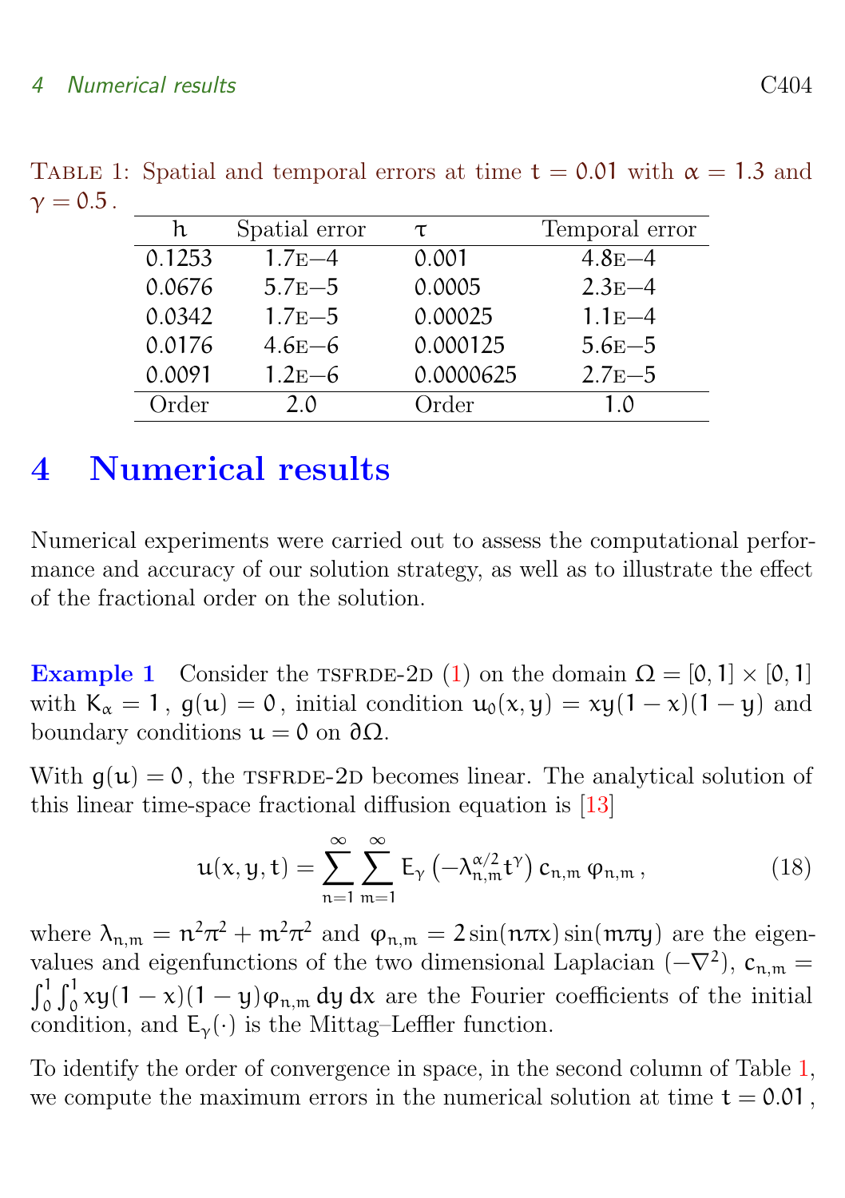Table 1: Spatial and temporal errors at time $t = 0.01$ with $\alpha = 1.3$ and $\gamma = 0.5$.

| $h$ | Spatial error | $\tau$ | Temporal error |
|---|---|---|---|
| 0.1253 | 1.7E−4 | 0.001 | 4.8E−4 |
| 0.0676 | 5.7E−5 | 0.0005 | 2.3E−4 |
| 0.0342 | 1.7E−5 | 0.00025 | 1.1E−4 |
| 0.0176 | 4.6E−6 | 0.000125 | 5.6E−5 |
| 0.0091 | 1.2E−6 | 0.0000625 | 2.7E−5 |
| Order | 2.0 | Order | 1.0 |

# 4 Numerical results

Numerical experiments were carried out to assess the computational performance and accuracy of our solution strategy, as well as to illustrate the effect of the fractional order on the solution.

**Example 1** Consider the TSFRDE-2D (1) on the domain $\Omega = [0, 1] \times [0, 1]$ with $K_\alpha = 1$, $g(u) = 0$, initial condition $u_0(x, y) = xy(1 - x)(1 - y)$ and boundary conditions $u = 0$ on $\partial\Omega$.

With $g(u) = 0$, the TSFRDE-2D becomes linear. The analytical solution of this linear time-space fractional diffusion equation is [13]

$$u(x, y, t) = \sum_{n=1}^{\infty} \sum_{m=1}^{\infty} E_\gamma \left(-\lambda_{n,m}^{\alpha/2} t^\gamma\right) c_{n,m}\, \varphi_{n,m}\,, \tag{18}$$

where $\lambda_{n,m} = n^2\pi^2 + m^2\pi^2$ and $\varphi_{n,m} = 2\sin(n\pi x)\sin(m\pi y)$ are the eigenvalues and eigenfunctions of the two dimensional Laplacian $(-\nabla^2)$, $c_{n,m} = \int_0^1\int_0^1 xy(1-x)(1-y)\varphi_{n,m}\,dy\,dx$ are the Fourier coefficients of the initial condition, and $E_\gamma(\cdot)$ is the Mittag–Leffler function.

To identify the order of convergence in space, in the second column of Table 1, we compute the maximum errors in the numerical solution at time $t = 0.01$,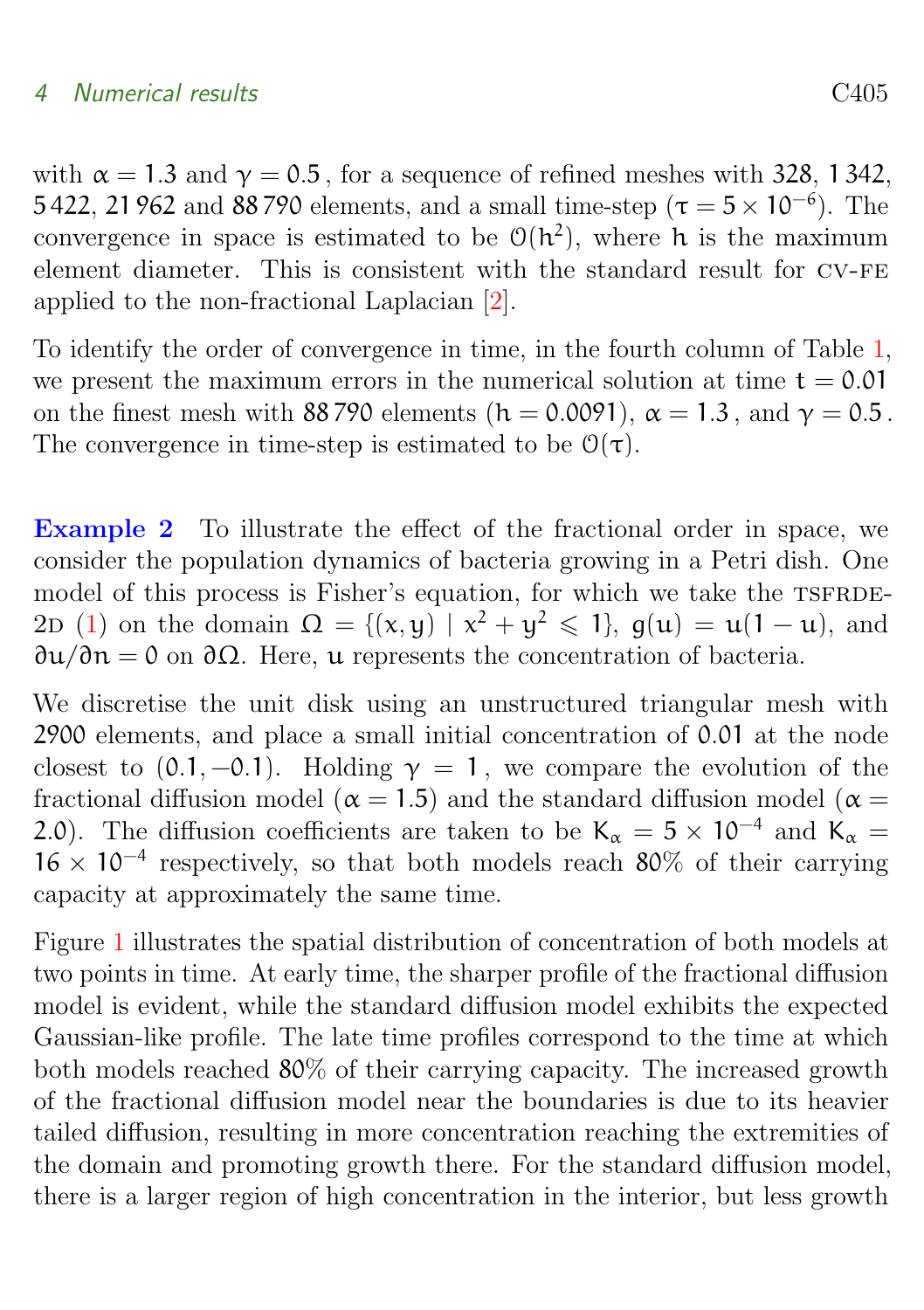with $\alpha = 1.3$ and $\gamma = 0.5$, for a sequence of refined meshes with 328, 1 342, 5 422, 21 962 and 88 790 elements, and a small time-step ($\tau = 5 \times 10^{-6}$). The convergence in space is estimated to be $\mathcal{O}(h^2)$, where $h$ is the maximum element diameter. This is consistent with the standard result for CV-FE applied to the non-fractional Laplacian [2].

To identify the order of convergence in time, in the fourth column of Table 1, we present the maximum errors in the numerical solution at time $t = 0.01$ on the finest mesh with 88 790 elements ($h = 0.0091$), $\alpha = 1.3$, and $\gamma = 0.5$. The convergence in time-step is estimated to be $\mathcal{O}(\tau)$.

**Example 2** To illustrate the effect of the fractional order in space, we consider the population dynamics of bacteria growing in a Petri dish. One model of this process is Fisher's equation, for which we take the TSFRDE-2D (1) on the domain $\Omega = \{(x, y) \mid x^2 + y^2 \leqslant 1\}$, $g(u) = u(1 - u)$, and $\partial u/\partial n = 0$ on $\partial\Omega$. Here, $u$ represents the concentration of bacteria.

We discretise the unit disk using an unstructured triangular mesh with 2900 elements, and place a small initial concentration of 0.01 at the node closest to $(0.1, -0.1)$. Holding $\gamma = 1$, we compare the evolution of the fractional diffusion model ($\alpha = 1.5$) and the standard diffusion model ($\alpha = 2.0$). The diffusion coefficients are taken to be $K_\alpha = 5 \times 10^{-4}$ and $K_\alpha = 16 \times 10^{-4}$ respectively, so that both models reach 80% of their carrying capacity at approximately the same time.

Figure 1 illustrates the spatial distribution of concentration of both models at two points in time. At early time, the sharper profile of the fractional diffusion model is evident, while the standard diffusion model exhibits the expected Gaussian-like profile. The late time profiles correspond to the time at which both models reached 80% of their carrying capacity. The increased growth of the fractional diffusion model near the boundaries is due to its heavier tailed diffusion, resulting in more concentration reaching the extremities of the domain and promoting growth there. For the standard diffusion model, there is a larger region of high concentration in the interior, but less growth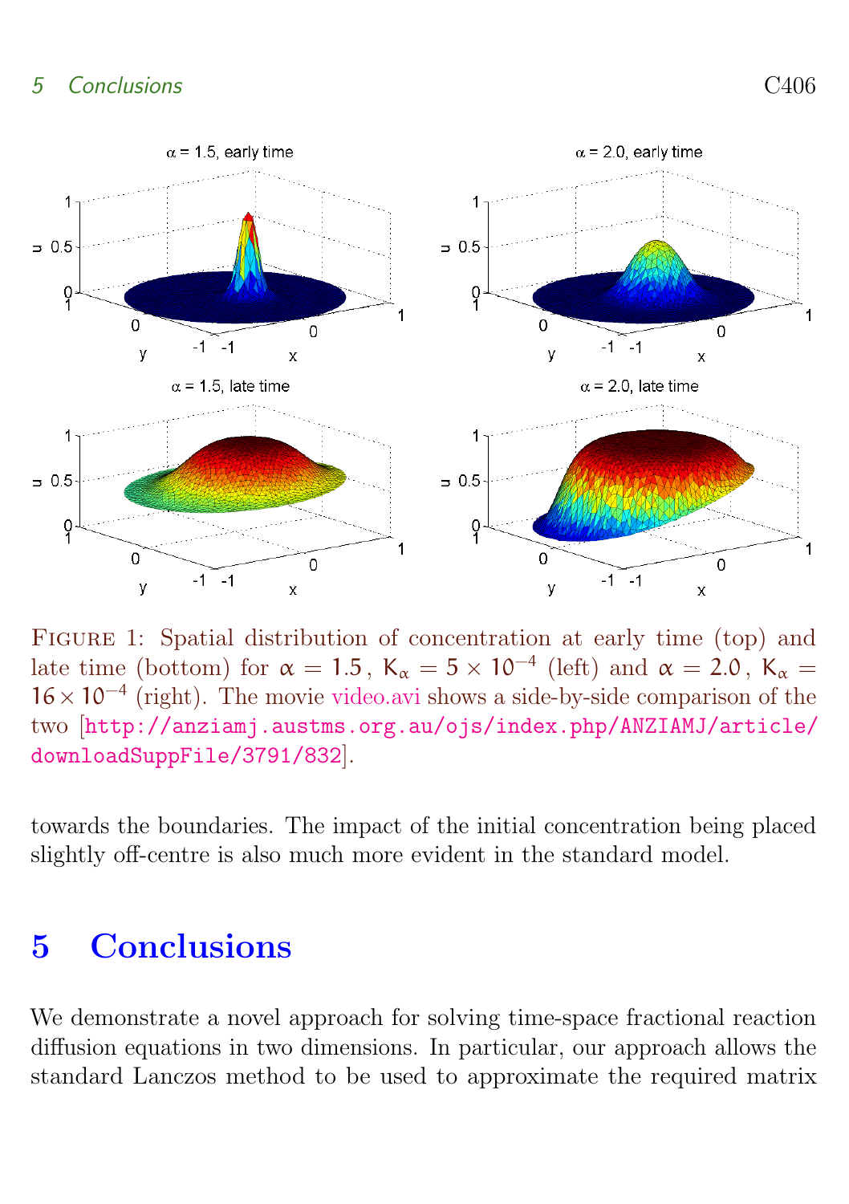Figure 1: Spatial distribution of concentration at early time (top) and late time (bottom) for $\alpha = 1.5$, $K_\alpha = 5 \times 10^{-4}$ (left) and $\alpha = 2.0$, $K_\alpha = 16 \times 10^{-4}$ (right). The movie video.avi shows a side-by-side comparison of the two [http://anziamj.austms.org.au/ojs/index.php/ANZIAMJ/article/downloadSuppFile/3791/832].

towards the boundaries. The impact of the initial concentration being placed slightly off-centre is also much more evident in the standard model.

## 5 Conclusions

We demonstrate a novel approach for solving time-space fractional reaction diffusion equations in two dimensions. In particular, our approach allows the standard Lanczos method to be used to approximate the required matrix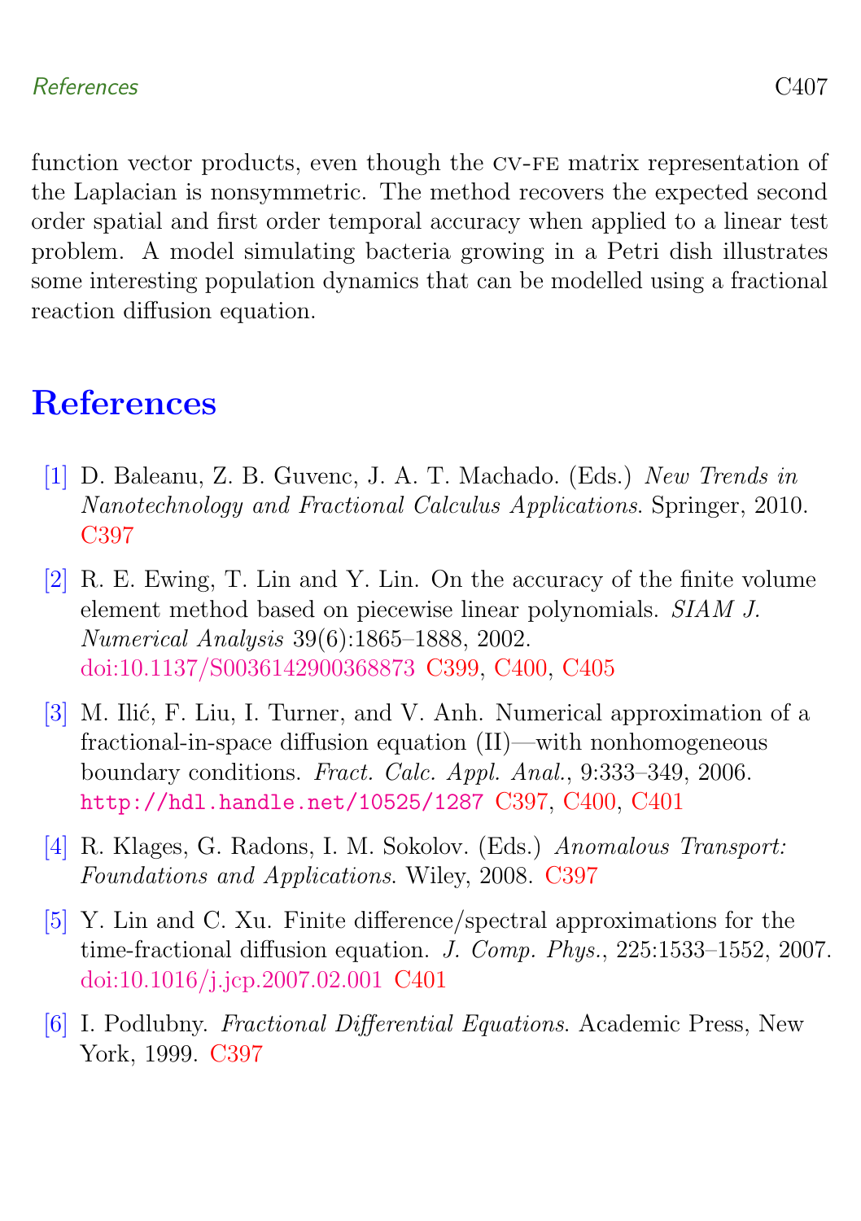function vector products, even though the CV-FE matrix representation of the Laplacian is nonsymmetric. The method recovers the expected second order spatial and first order temporal accuracy when applied to a linear test problem. A model simulating bacteria growing in a Petri dish illustrates some interesting population dynamics that can be modelled using a fractional reaction diffusion equation.

# References

[1] D. Baleanu, Z. B. Guvenc, J. A. T. Machado. (Eds.) *New Trends in Nanotechnology and Fractional Calculus Applications*. Springer, 2010. C397

[2] R. E. Ewing, T. Lin and Y. Lin. On the accuracy of the finite volume element method based on piecewise linear polynomials. *SIAM J. Numerical Analysis* 39(6):1865–1888, 2002. doi:10.1137/S0036142900368873 C399, C400, C405

[3] M. Ilić, F. Liu, I. Turner, and V. Anh. Numerical approximation of a fractional-in-space diffusion equation (II)—with nonhomogeneous boundary conditions. *Fract. Calc. Appl. Anal.*, 9:333–349, 2006. http://hdl.handle.net/10525/1287 C397, C400, C401

[4] R. Klages, G. Radons, I. M. Sokolov. (Eds.) *Anomalous Transport: Foundations and Applications*. Wiley, 2008. C397

[5] Y. Lin and C. Xu. Finite difference/spectral approximations for the time-fractional diffusion equation. *J. Comp. Phys.*, 225:1533–1552, 2007. doi:10.1016/j.jcp.2007.02.001 C401

[6] I. Podlubny. *Fractional Differential Equations*. Academic Press, New York, 1999. C397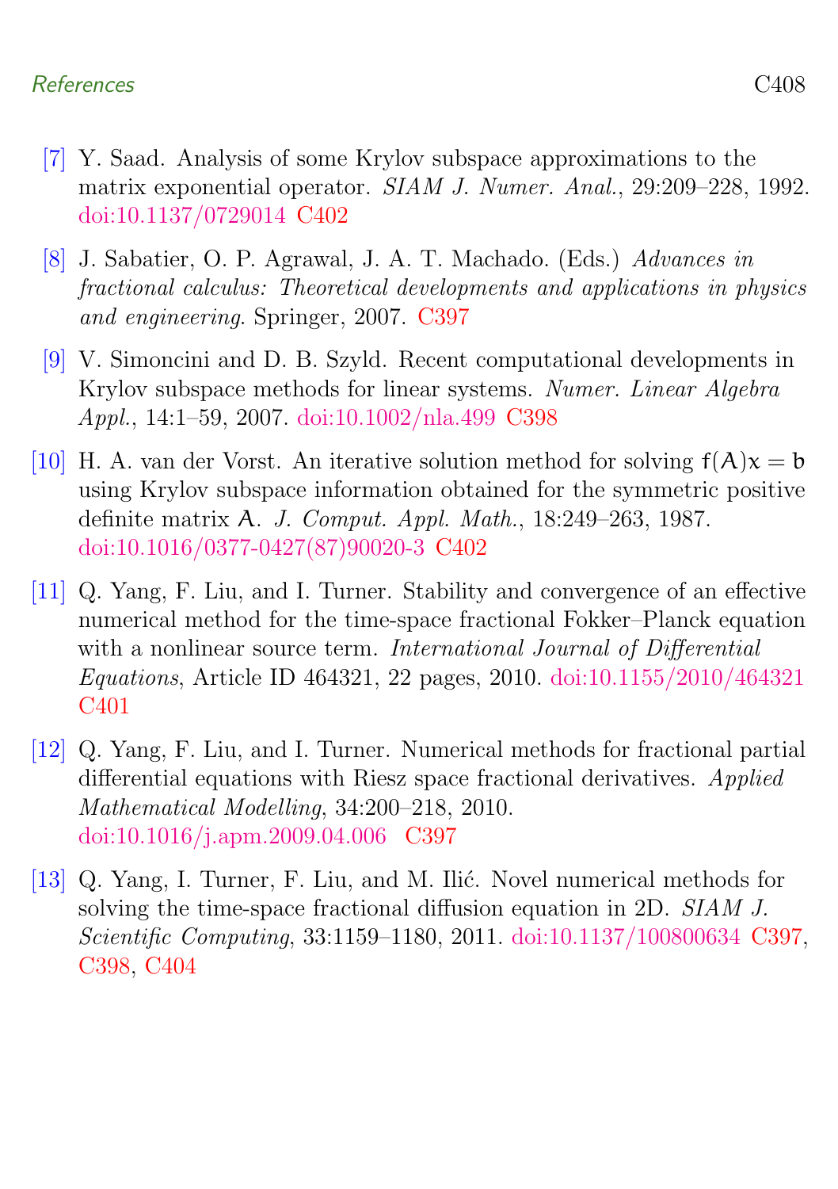[7] Y. Saad. Analysis of some Krylov subspace approximations to the matrix exponential operator. *SIAM J. Numer. Anal.*, 29:209–228, 1992. doi:10.1137/0729014 C402

[8] J. Sabatier, O. P. Agrawal, J. A. T. Machado. (Eds.) *Advances in fractional calculus: Theoretical developments and applications in physics and engineering*. Springer, 2007. C397

[9] V. Simoncini and D. B. Szyld. Recent computational developments in Krylov subspace methods for linear systems. *Numer. Linear Algebra Appl.*, 14:1–59, 2007. doi:10.1002/nla.499 C398

[10] H. A. van der Vorst. An iterative solution method for solving $f(A)x = b$ using Krylov subspace information obtained for the symmetric positive definite matrix $A$. *J. Comput. Appl. Math.*, 18:249–263, 1987. doi:10.1016/0377-0427(87)90020-3 C402

[11] Q. Yang, F. Liu, and I. Turner. Stability and convergence of an effective numerical method for the time-space fractional Fokker–Planck equation with a nonlinear source term. *International Journal of Differential Equations*, Article ID 464321, 22 pages, 2010. doi:10.1155/2010/464321 C401

[12] Q. Yang, F. Liu, and I. Turner. Numerical methods for fractional partial differential equations with Riesz space fractional derivatives. *Applied Mathematical Modelling*, 34:200–218, 2010. doi:10.1016/j.apm.2009.04.006 C397

[13] Q. Yang, I. Turner, F. Liu, and M. Ilić. Novel numerical methods for solving the time-space fractional diffusion equation in 2D. *SIAM J. Scientific Computing*, 33:1159–1180, 2011. doi:10.1137/100800634 C397, C398, C404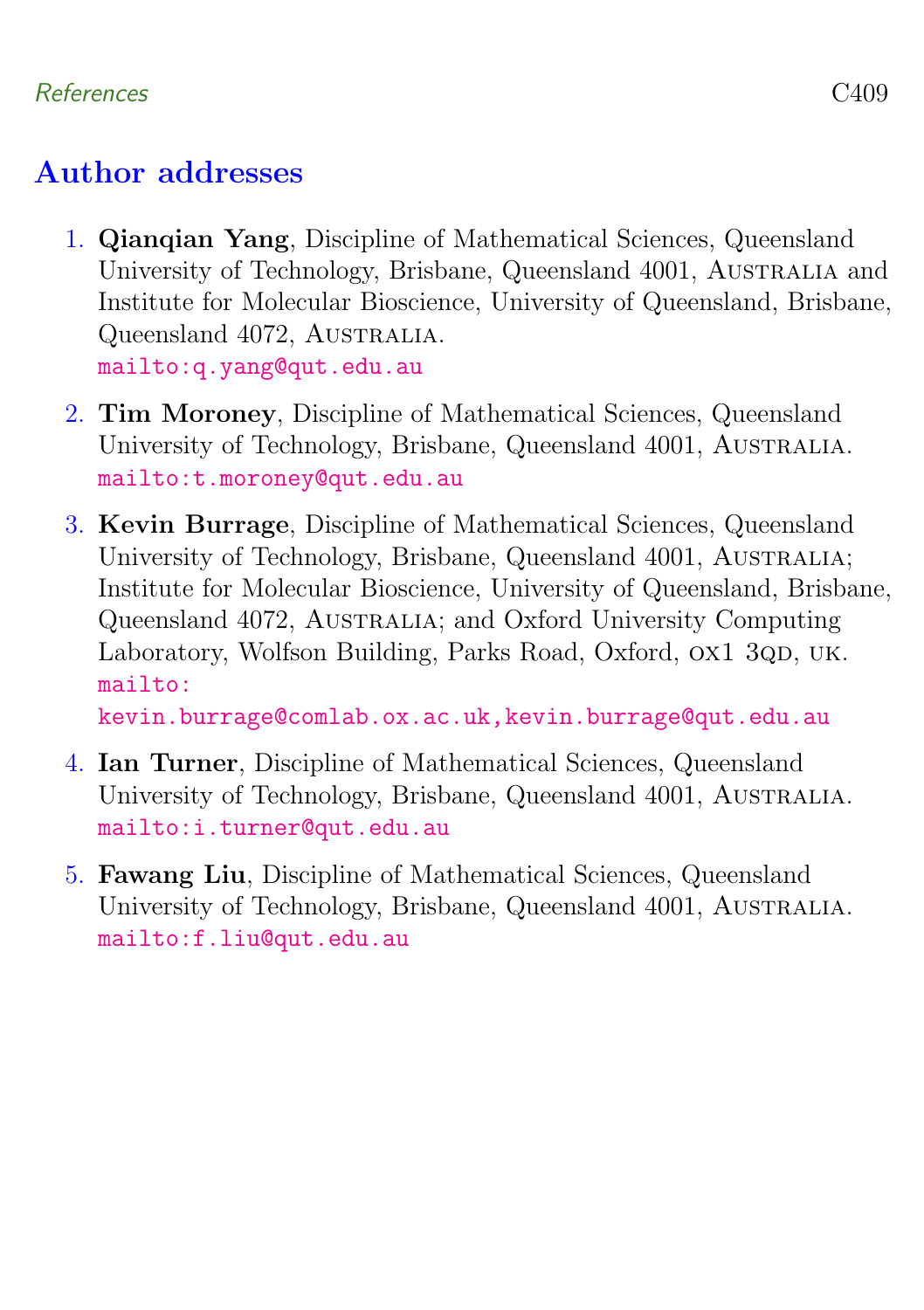## Author addresses

1. **Qianqian Yang**, Discipline of Mathematical Sciences, Queensland University of Technology, Brisbane, Queensland 4001, Australia and Institute for Molecular Bioscience, University of Queensland, Brisbane, Queensland 4072, Australia.
   mailto:q.yang@qut.edu.au

2. **Tim Moroney**, Discipline of Mathematical Sciences, Queensland University of Technology, Brisbane, Queensland 4001, Australia.
   mailto:t.moroney@qut.edu.au

3. **Kevin Burrage**, Discipline of Mathematical Sciences, Queensland University of Technology, Brisbane, Queensland 4001, Australia; Institute for Molecular Bioscience, University of Queensland, Brisbane, Queensland 4072, Australia; and Oxford University Computing Laboratory, Wolfson Building, Parks Road, Oxford, OX1 3QD, UK.
   mailto:kevin.burrage@comlab.ox.ac.uk,kevin.burrage@qut.edu.au

4. **Ian Turner**, Discipline of Mathematical Sciences, Queensland University of Technology, Brisbane, Queensland 4001, Australia.
   mailto:i.turner@qut.edu.au

5. **Fawang Liu**, Discipline of Mathematical Sciences, Queensland University of Technology, Brisbane, Queensland 4001, Australia.
   mailto:f.liu@qut.edu.au